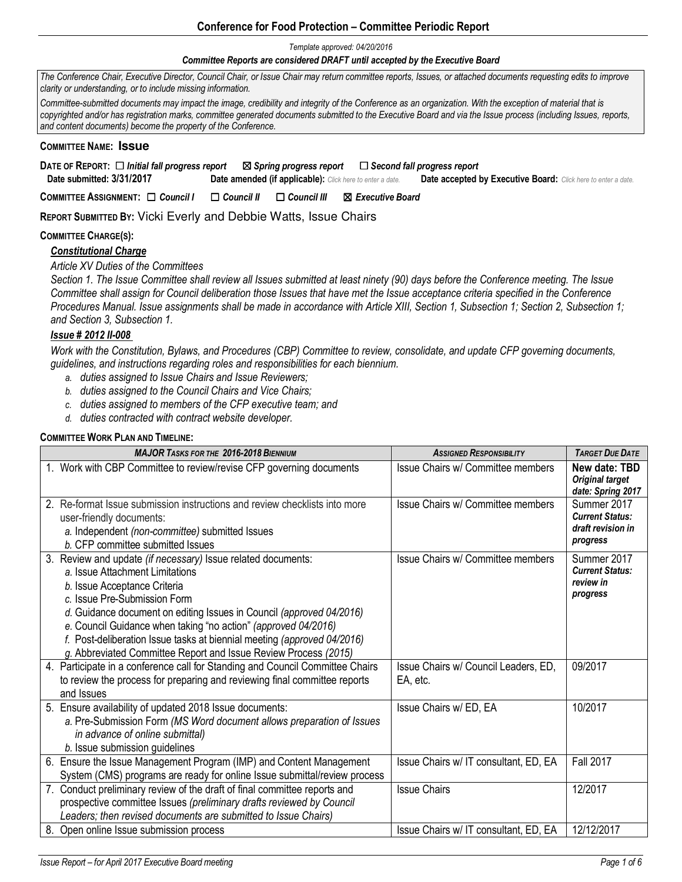## Conference for Food Protection – Committee Periodic Report

*Template approved: 04/20/2016*

***Committee Reports are considered DRAFT until accepted by the Executive Board***

*The Conference Chair, Executive Director, Council Chair, or Issue Chair may return committee reports, Issues, or attached documents requesting edits to improve clarity or understanding, or to include missing information.*

*Committee-submitted documents may impact the image, credibility and integrity of the Conference as an organization. With the exception of material that is copyrighted and/or has registration marks, committee generated documents submitted to the Executive Board and via the Issue process (including Issues, reports, and content documents) become the property of the Conference.*

**COMMITTEE NAME: Issue**

**DATE OF REPORT:** ☐ ***Initial fall progress report*** ☒ ***Spring progress report*** ☐ ***Second fall progress report***

**Date submitted: 3/31/2017** **Date amended (if applicable):** Click here to enter a date. **Date accepted by Executive Board:** Click here to enter a date.

**COMMITTEE ASSIGNMENT:** ☐ ***Council I*** ☐ ***Council II*** ☐ ***Council III*** ☒ ***Executive Board***

**REPORT SUBMITTED BY:** Vicki Everly and Debbie Watts, Issue Chairs

**COMMITTEE CHARGE(S):**

***Constitutional Charge***

*Article XV Duties of the Committees*

*Section 1. The Issue Committee shall review all Issues submitted at least ninety (90) days before the Conference meeting. The Issue Committee shall assign for Council deliberation those Issues that have met the Issue acceptance criteria specified in the Conference Procedures Manual. Issue assignments shall be made in accordance with Article XIII, Section 1, Subsection 1; Section 2, Subsection 1; and Section 3, Subsection 1.*

***Issue # 2012 II-008***

*Work with the Constitution, Bylaws, and Procedures (CBP) Committee to review, consolidate, and update CFP governing documents, guidelines, and instructions regarding roles and responsibilities for each biennium.*

- *a. duties assigned to Issue Chairs and Issue Reviewers;*
- *b. duties assigned to the Council Chairs and Vice Chairs;*
- *c. duties assigned to members of the CFP executive team; and*
- *d. duties contracted with contract website developer.*

**COMMITTEE WORK PLAN AND TIMELINE:**

| *MAJOR TASKS FOR THE 2016-2018 BIENNIUM* | *ASSIGNED RESPONSIBILITY* | *TARGET DUE DATE* |
|---|---|---|
| 1. Work with CBP Committee to review/revise CFP governing documents | Issue Chairs w/ Committee members | **New date: TBD** ***Original target date: Spring 2017*** |
| 2. Re-format Issue submission instructions and review checklists into more user-friendly documents:<br>*a.* Independent *(non-committee)* submitted Issues<br>*b.* CFP committee submitted Issues | Issue Chairs w/ Committee members | Summer 2017 ***Current Status: draft revision in progress*** |
| 3. Review and update *(if necessary)* Issue related documents:<br>*a.* Issue Attachment Limitations<br>*b.* Issue Acceptance Criteria<br>*c.* Issue Pre-Submission Form<br>*d.* Guidance document on editing Issues in Council *(approved 04/2016)*<br>*e.* Council Guidance when taking "no action" *(approved 04/2016)*<br>*f.* Post-deliberation Issue tasks at biennial meeting *(approved 04/2016)*<br>*g.* Abbreviated Committee Report and Issue Review Process *(2015)* | Issue Chairs w/ Committee members | Summer 2017 ***Current Status: review in progress*** |
| 4. Participate in a conference call for Standing and Council Committee Chairs to review the process for preparing and reviewing final committee reports and Issues | Issue Chairs w/ Council Leaders, ED, EA, etc. | 09/2017 |
| 5. Ensure availability of updated 2018 Issue documents:<br>*a.* Pre-Submission Form *(MS Word document allows preparation of Issues in advance of online submittal)*<br>*b.* Issue submission guidelines | Issue Chairs w/ ED, EA | 10/2017 |
| 6. Ensure the Issue Management Program (IMP) and Content Management System (CMS) programs are ready for online Issue submittal/review process | Issue Chairs w/ IT consultant, ED, EA | Fall 2017 |
| 7. Conduct preliminary review of the draft of final committee reports and prospective committee Issues *(preliminary drafts reviewed by Council Leaders; then revised documents are submitted to Issue Chairs)* | Issue Chairs | 12/2017 |
| 8. Open online Issue submission process | Issue Chairs w/ IT consultant, ED, EA | 12/12/2017 |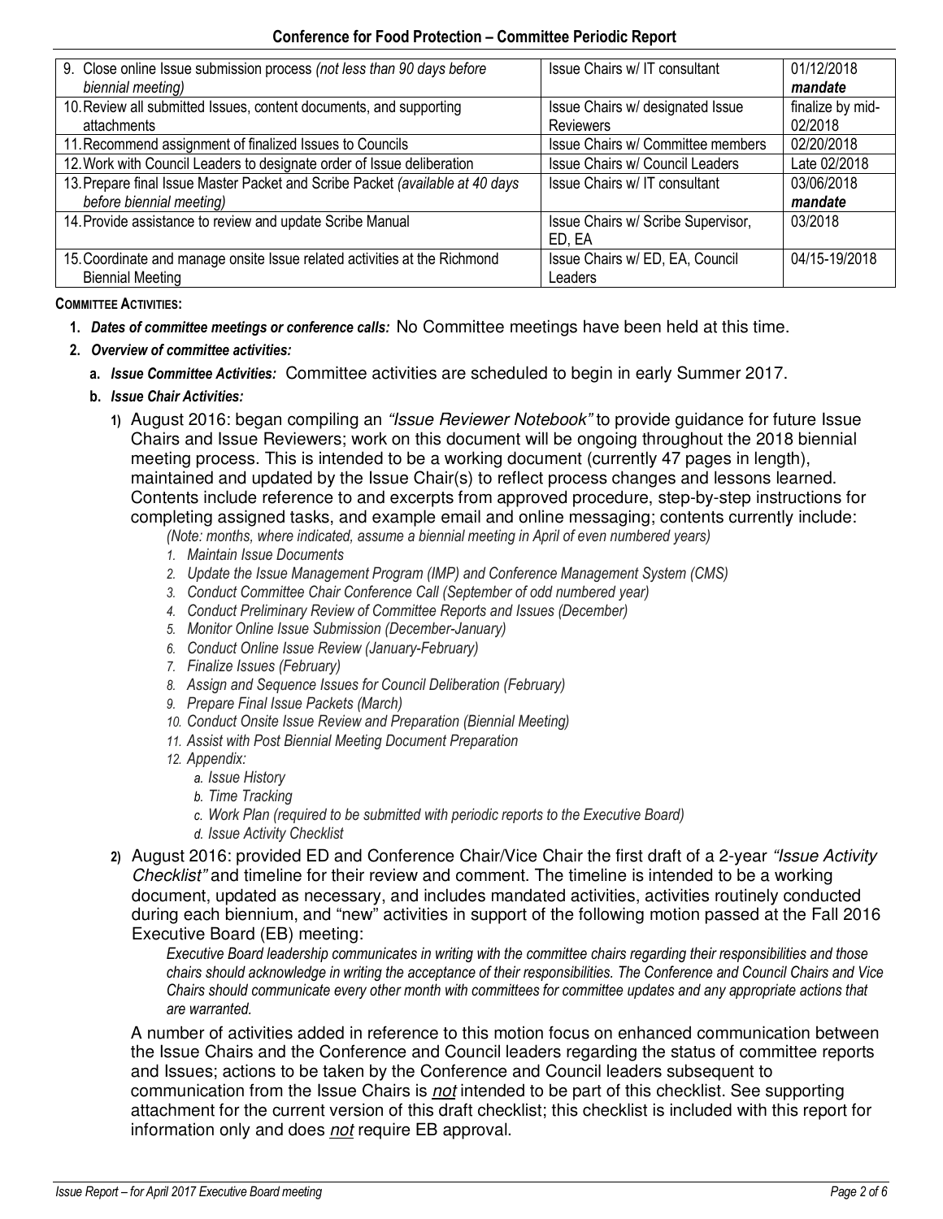| | | |
|---|---|---|
| 9. Close online Issue submission process *(not less than 90 days before biennial meeting)* | Issue Chairs w/ IT consultant | 01/12/2018 ***mandate*** |
| 10. Review all submitted Issues, content documents, and supporting attachments | Issue Chairs w/ designated Issue Reviewers | finalize by mid-02/2018 |
| 11. Recommend assignment of finalized Issues to Councils | Issue Chairs w/ Committee members | 02/20/2018 |
| 12. Work with Council Leaders to designate order of Issue deliberation | Issue Chairs w/ Council Leaders | Late 02/2018 |
| 13. Prepare final Issue Master Packet and Scribe Packet *(available at 40 days before biennial meeting)* | Issue Chairs w/ IT consultant | 03/06/2018 ***mandate*** |
| 14. Provide assistance to review and update Scribe Manual | Issue Chairs w/ Scribe Supervisor, ED, EA | 03/2018 |
| 15. Coordinate and manage onsite Issue related activities at the Richmond Biennial Meeting | Issue Chairs w/ ED, EA, Council Leaders | 04/15-19/2018 |

**COMMITTEE ACTIVITIES:**

1. ***Dates of committee meetings or conference calls:*** No Committee meetings have been held at this time.
2. ***Overview of committee activities:***
   a. ***Issue Committee Activities:*** Committee activities are scheduled to begin in early Summer 2017.
   b. ***Issue Chair Activities:***
      1) August 2016: began compiling an *"Issue Reviewer Notebook"* to provide guidance for future Issue Chairs and Issue Reviewers; work on this document will be ongoing throughout the 2018 biennial meeting process. This is intended to be a working document (currently 47 pages in length), maintained and updated by the Issue Chair(s) to reflect process changes and lessons learned. Contents include reference to and excerpts from approved procedure, step-by-step instructions for completing assigned tasks, and example email and online messaging; contents currently include:
         *(Note: months, where indicated, assume a biennial meeting in April of even numbered years)*
         1. *Maintain Issue Documents*
         2. *Update the Issue Management Program (IMP) and Conference Management System (CMS)*
         3. *Conduct Committee Chair Conference Call (September of odd numbered year)*
         4. *Conduct Preliminary Review of Committee Reports and Issues (December)*
         5. *Monitor Online Issue Submission (December-January)*
         6. *Conduct Online Issue Review (January-February)*
         7. *Finalize Issues (February)*
         8. *Assign and Sequence Issues for Council Deliberation (February)*
         9. *Prepare Final Issue Packets (March)*
         10. *Conduct Onsite Issue Review and Preparation (Biennial Meeting)*
         11. *Assist with Post Biennial Meeting Document Preparation*
         12. *Appendix:*
             a. *Issue History*
             b. *Time Tracking*
             c. *Work Plan (required to be submitted with periodic reports to the Executive Board)*
             d. *Issue Activity Checklist*
      2) August 2016: provided ED and Conference Chair/Vice Chair the first draft of a 2-year *"Issue Activity Checklist"* and timeline for their review and comment. The timeline is intended to be a working document, updated as necessary, and includes mandated activities, activities routinely conducted during each biennium, and "new" activities in support of the following motion passed at the Fall 2016 Executive Board (EB) meeting:

         *Executive Board leadership communicates in writing with the committee chairs regarding their responsibilities and those chairs should acknowledge in writing the acceptance of their responsibilities. The Conference and Council Chairs and Vice Chairs should communicate every other month with committees for committee updates and any appropriate actions that are warranted.*

         A number of activities added in reference to this motion focus on enhanced communication between the Issue Chairs and the Conference and Council leaders regarding the status of committee reports and Issues; actions to be taken by the Conference and Council leaders subsequent to communication from the Issue Chairs is ***not*** intended to be part of this checklist. See supporting attachment for the current version of this draft checklist; this checklist is included with this report for information only and does ***not*** require EB approval.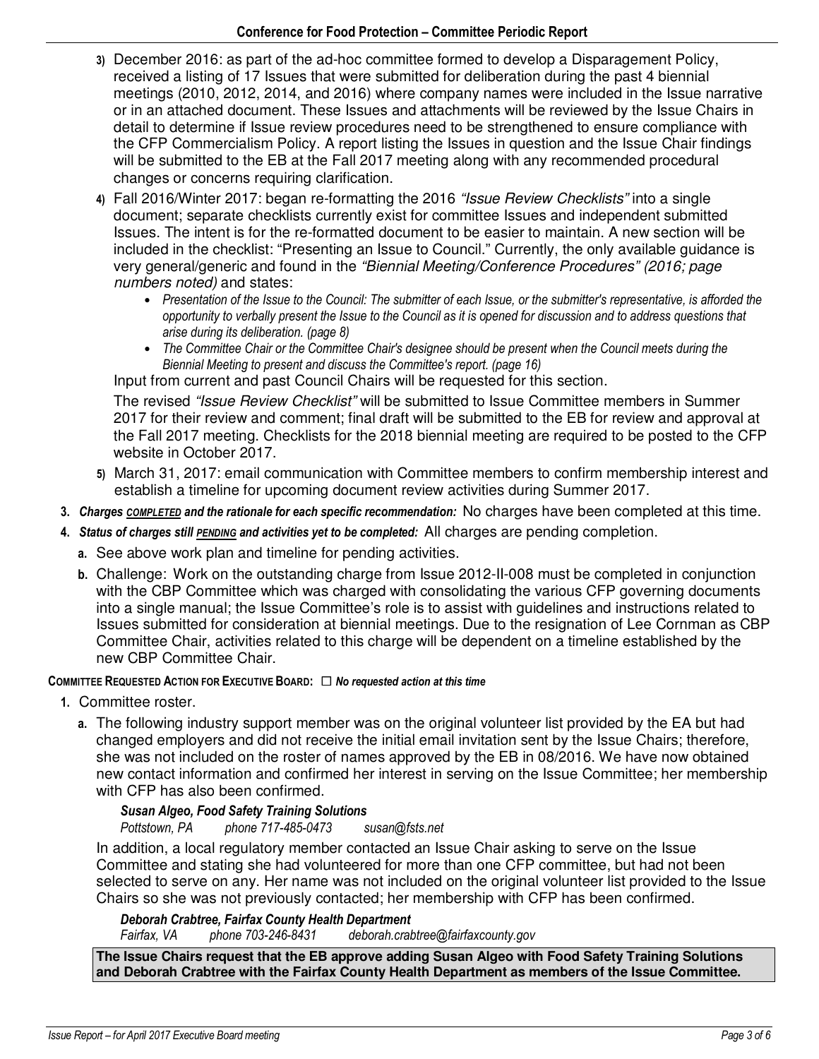3) December 2016: as part of the ad-hoc committee formed to develop a Disparagement Policy, received a listing of 17 Issues that were submitted for deliberation during the past 4 biennial meetings (2010, 2012, 2014, and 2016) where company names were included in the Issue narrative or in an attached document. These Issues and attachments will be reviewed by the Issue Chairs in detail to determine if Issue review procedures need to be strengthened to ensure compliance with the CFP Commercialism Policy. A report listing the Issues in question and the Issue Chair findings will be submitted to the EB at the Fall 2017 meeting along with any recommended procedural changes or concerns requiring clarification.

4) Fall 2016/Winter 2017: began re-formatting the 2016 *"Issue Review Checklists"* into a single document; separate checklists currently exist for committee Issues and independent submitted Issues. The intent is for the re-formatted document to be easier to maintain. A new section will be included in the checklist: "Presenting an Issue to Council." Currently, the only available guidance is very general/generic and found in the *"Biennial Meeting/Conference Procedures" (2016; page numbers noted)* and states:
   - *Presentation of the Issue to the Council: The submitter of each Issue, or the submitter's representative, is afforded the opportunity to verbally present the Issue to the Council as it is opened for discussion and to address questions that arise during its deliberation. (page 8)*
   - *The Committee Chair or the Committee Chair's designee should be present when the Council meets during the Biennial Meeting to present and discuss the Committee's report. (page 16)*

   Input from current and past Council Chairs will be requested for this section.

   The revised *"Issue Review Checklist"* will be submitted to Issue Committee members in Summer 2017 for their review and comment; final draft will be submitted to the EB for review and approval at the Fall 2017 meeting. Checklists for the 2018 biennial meeting are required to be posted to the CFP website in October 2017.

5) March 31, 2017: email communication with Committee members to confirm membership interest and establish a timeline for upcoming document review activities during Summer 2017.

3. ***Charges COMPLETED and the rationale for each specific recommendation:*** No charges have been completed at this time.

4. ***Status of charges still PENDING and activities yet to be completed:*** All charges are pending completion.
   a. See above work plan and timeline for pending activities.
   b. Challenge: Work on the outstanding charge from Issue 2012-II-008 must be completed in conjunction with the CBP Committee which was charged with consolidating the various CFP governing documents into a single manual; the Issue Committee's role is to assist with guidelines and instructions related to Issues submitted for consideration at biennial meetings. Due to the resignation of Lee Cornman as CBP Committee Chair, activities related to this charge will be dependent on a timeline established by the new CBP Committee Chair.

**COMMITTEE REQUESTED ACTION FOR EXECUTIVE BOARD:** ☐ ***No requested action at this time***

1. Committee roster.
   a. The following industry support member was on the original volunteer list provided by the EA but had changed employers and did not receive the initial email invitation sent by the Issue Chairs; therefore, she was not included on the roster of names approved by the EB in 08/2016. We have now obtained new contact information and confirmed her interest in serving on the Issue Committee; her membership with CFP has also been confirmed.

      ***Susan Algeo, Food Safety Training Solutions***
      *Pottstown, PA   phone 717-485-0473   susan@fsts.net*

      In addition, a local regulatory member contacted an Issue Chair asking to serve on the Issue Committee and stating she had volunteered for more than one CFP committee, but had not been selected to serve on any. Her name was not included on the original volunteer list provided to the Issue Chairs so she was not previously contacted; her membership with CFP has been confirmed.

      ***Deborah Crabtree, Fairfax County Health Department***
      *Fairfax, VA   phone 703-246-8431   deborah.crabtree@fairfaxcounty.gov*

      **The Issue Chairs request that the EB approve adding Susan Algeo with Food Safety Training Solutions and Deborah Crabtree with the Fairfax County Health Department as members of the Issue Committee.**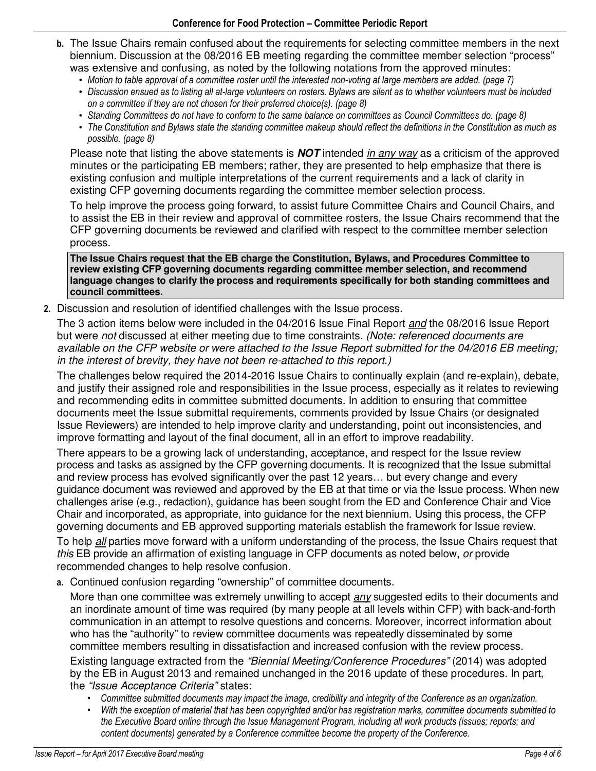**b.** The Issue Chairs remain confused about the requirements for selecting committee members in the next biennium. Discussion at the 08/2016 EB meeting regarding the committee member selection "process" was extensive and confusing, as noted by the following notations from the approved minutes:

- *Motion to table approval of a committee roster until the interested non-voting at large members are added. (page 7)*
- *Discussion ensued as to listing all at-large volunteers on rosters. Bylaws are silent as to whether volunteers must be included on a committee if they are not chosen for their preferred choice(s). (page 8)*
- *Standing Committees do not have to conform to the same balance on committees as Council Committees do. (page 8)*
- *The Constitution and Bylaws state the standing committee makeup should reflect the definitions in the Constitution as much as possible. (page 8)*

Please note that listing the above statements is ***NOT*** intended *in any way* as a criticism of the approved minutes or the participating EB members; rather, they are presented to help emphasize that there is existing confusion and multiple interpretations of the current requirements and a lack of clarity in existing CFP governing documents regarding the committee member selection process.

To help improve the process going forward, to assist future Committee Chairs and Council Chairs, and to assist the EB in their review and approval of committee rosters, the Issue Chairs recommend that the CFP governing documents be reviewed and clarified with respect to the committee member selection process.

**The Issue Chairs request that the EB charge the Constitution, Bylaws, and Procedures Committee to review existing CFP governing documents regarding committee member selection, and recommend language changes to clarify the process and requirements specifically for both standing committees and council committees.**

**2.** Discussion and resolution of identified challenges with the Issue process.

The 3 action items below were included in the 04/2016 Issue Final Report *and* the 08/2016 Issue Report but were *not* discussed at either meeting due to time constraints. *(Note: referenced documents are available on the CFP website or were attached to the Issue Report submitted for the 04/2016 EB meeting; in the interest of brevity, they have not been re-attached to this report.)*

The challenges below required the 2014-2016 Issue Chairs to continually explain (and re-explain), debate, and justify their assigned role and responsibilities in the Issue process, especially as it relates to reviewing and recommending edits in committee submitted documents. In addition to ensuring that committee documents meet the Issue submittal requirements, comments provided by Issue Chairs (or designated Issue Reviewers) are intended to help improve clarity and understanding, point out inconsistencies, and improve formatting and layout of the final document, all in an effort to improve readability.

There appears to be a growing lack of understanding, acceptance, and respect for the Issue review process and tasks as assigned by the CFP governing documents. It is recognized that the Issue submittal and review process has evolved significantly over the past 12 years… but every change and every guidance document was reviewed and approved by the EB at that time or via the Issue process. When new challenges arise (e.g., redaction), guidance has been sought from the ED and Conference Chair and Vice Chair and incorporated, as appropriate, into guidance for the next biennium. Using this process, the CFP governing documents and EB approved supporting materials establish the framework for Issue review.

To help *all* parties move forward with a uniform understanding of the process, the Issue Chairs request that *this* EB provide an affirmation of existing language in CFP documents as noted below, *or* provide recommended changes to help resolve confusion.

**a.** Continued confusion regarding "ownership" of committee documents.

More than one committee was extremely unwilling to accept *any* suggested edits to their documents and an inordinate amount of time was required (by many people at all levels within CFP) with back-and-forth communication in an attempt to resolve questions and concerns. Moreover, incorrect information about who has the "authority" to review committee documents was repeatedly disseminated by some committee members resulting in dissatisfaction and increased confusion with the review process.

Existing language extracted from the *"Biennial Meeting/Conference Procedures"* (2014) was adopted by the EB in August 2013 and remained unchanged in the 2016 update of these procedures. In part, the *"Issue Acceptance Criteria"* states:

- *Committee submitted documents may impact the image, credibility and integrity of the Conference as an organization.*
- *With the exception of material that has been copyrighted and/or has registration marks, committee documents submitted to the Executive Board online through the Issue Management Program, including all work products (issues; reports; and content documents) generated by a Conference committee become the property of the Conference.*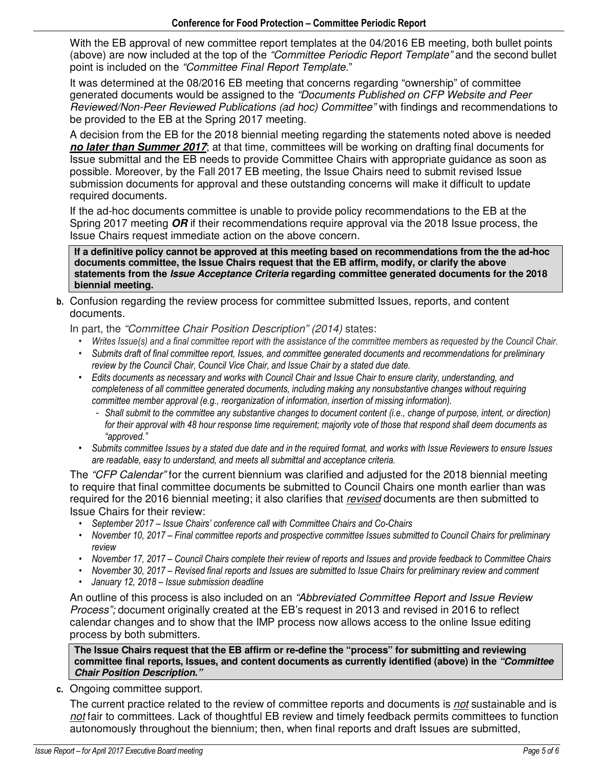With the EB approval of new committee report templates at the 04/2016 EB meeting, both bullet points (above) are now included at the top of the *"Committee Periodic Report Template"* and the second bullet point is included on the *"Committee Final Report Template*."

It was determined at the 08/2016 EB meeting that concerns regarding "ownership" of committee generated documents would be assigned to the *"Documents Published on CFP Website and Peer Reviewed/Non-Peer Reviewed Publications (ad hoc) Committee"* with findings and recommendations to be provided to the EB at the Spring 2017 meeting.

A decision from the EB for the 2018 biennial meeting regarding the statements noted above is needed ***no later than Summer 2017***; at that time, committees will be working on drafting final documents for Issue submittal and the EB needs to provide Committee Chairs with appropriate guidance as soon as possible. Moreover, by the Fall 2017 EB meeting, the Issue Chairs need to submit revised Issue submission documents for approval and these outstanding concerns will make it difficult to update required documents.

If the ad-hoc documents committee is unable to provide policy recommendations to the EB at the Spring 2017 meeting ***OR*** if their recommendations require approval via the 2018 Issue process, the Issue Chairs request immediate action on the above concern.

**If a definitive policy cannot be approved at this meeting based on recommendations from the the ad-hoc documents committee, the Issue Chairs request that the EB affirm, modify, or clarify the above statements from the *Issue Acceptance Criteria* regarding committee generated documents for the 2018 biennial meeting.**

**b.** Confusion regarding the review process for committee submitted Issues, reports, and content documents.

In part, the *"Committee Chair Position Description" (2014)* states:

- *Writes Issue(s) and a final committee report with the assistance of the committee members as requested by the Council Chair.*
- *Submits draft of final committee report, Issues, and committee generated documents and recommendations for preliminary review by the Council Chair, Council Vice Chair, and Issue Chair by a stated due date.*
- *Edits documents as necessary and works with Council Chair and Issue Chair to ensure clarity, understanding, and completeness of all committee generated documents, including making any nonsubstantive changes without requiring committee member approval (e.g., reorganization of information, insertion of missing information).*
  - *Shall submit to the committee any substantive changes to document content (i.e., change of purpose, intent, or direction) for their approval with 48 hour response time requirement; majority vote of those that respond shall deem documents as "approved."*
- *Submits committee Issues by a stated due date and in the required format, and works with Issue Reviewers to ensure Issues are readable, easy to understand, and meets all submittal and acceptance criteria.*

The *"CFP Calendar"* for the current biennium was clarified and adjusted for the 2018 biennial meeting to require that final committee documents be submitted to Council Chairs one month earlier than was required for the 2016 biennial meeting; it also clarifies that *revised* documents are then submitted to Issue Chairs for their review:

- *September 2017 – Issue Chairs' conference call with Committee Chairs and Co-Chairs*
- *November 10, 2017 – Final committee reports and prospective committee Issues submitted to Council Chairs for preliminary review*
- *November 17, 2017 – Council Chairs complete their review of reports and Issues and provide feedback to Committee Chairs*
- *November 30, 2017 – Revised final reports and Issues are submitted to Issue Chairs for preliminary review and comment*
- *January 12, 2018 – Issue submission deadline*

An outline of this process is also included on an *"Abbreviated Committee Report and Issue Review Process";* document originally created at the EB's request in 2013 and revised in 2016 to reflect calendar changes and to show that the IMP process now allows access to the online Issue editing process by both submitters.

**The Issue Chairs request that the EB affirm or re-define the "process" for submitting and reviewing committee final reports, Issues, and content documents as currently identified (above) in the *"Committee Chair Position Description."***

**c.** Ongoing committee support.

The current practice related to the review of committee reports and documents is *not* sustainable and is *not* fair to committees. Lack of thoughtful EB review and timely feedback permits committees to function autonomously throughout the biennium; then, when final reports and draft Issues are submitted,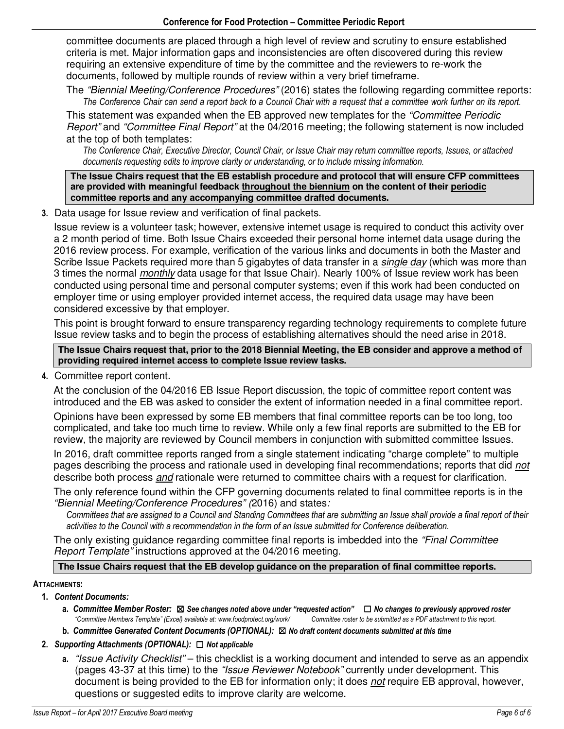committee documents are placed through a high level of review and scrutiny to ensure established criteria is met. Major information gaps and inconsistencies are often discovered during this review requiring an extensive expenditure of time by the committee and the reviewers to re-work the documents, followed by multiple rounds of review within a very brief timeframe.

The *"Biennial Meeting/Conference Procedures"* (2016) states the following regarding committee reports:

*The Conference Chair can send a report back to a Council Chair with a request that a committee work further on its report.*

This statement was expanded when the EB approved new templates for the *"Committee Periodic Report"* and *"Committee Final Report"* at the 04/2016 meeting; the following statement is now included at the top of both templates:

*The Conference Chair, Executive Director, Council Chair, or Issue Chair may return committee reports, Issues, or attached documents requesting edits to improve clarity or understanding, or to include missing information.*

**The Issue Chairs request that the EB establish procedure and protocol that will ensure CFP committees are provided with meaningful feedback <u>throughout the biennium</u> on the content of their <u>periodic committee reports</u> and any accompanying committee drafted documents.**

3. Data usage for Issue review and verification of final packets.

   Issue review is a volunteer task; however, extensive internet usage is required to conduct this activity over a 2 month period of time. Both Issue Chairs exceeded their personal home internet data usage during the 2016 review process. For example, verification of the various links and documents in both the Master and Scribe Issue Packets required more than 5 gigabytes of data transfer in a <u>*single day*</u> (which was more than 3 times the normal <u>*monthly*</u> data usage for that Issue Chair). Nearly 100% of Issue review work has been conducted using personal time and personal computer systems; even if this work had been conducted on employer time or using employer provided internet access, the required data usage may have been considered excessive by that employer.

   This point is brought forward to ensure transparency regarding technology requirements to complete future Issue review tasks and to begin the process of establishing alternatives should the need arise in 2018.

   **The Issue Chairs request that, prior to the 2018 Biennial Meeting, the EB consider and approve a method of providing required internet access to complete Issue review tasks.**

4. Committee report content.

   At the conclusion of the 04/2016 EB Issue Report discussion, the topic of committee report content was introduced and the EB was asked to consider the extent of information needed in a final committee report.

   Opinions have been expressed by some EB members that final committee reports can be too long, too complicated, and take too much time to review. While only a few final reports are submitted to the EB for review, the majority are reviewed by Council members in conjunction with submitted committee Issues.

   In 2016, draft committee reports ranged from a single statement indicating "charge complete" to multiple pages describing the process and rationale used in developing final recommendations; reports that did <u>*not*</u> describe both process <u>*and*</u> rationale were returned to committee chairs with a request for clarification.

   The only reference found within the CFP governing documents related to final committee reports is in the *"Biennial Meeting/Conference Procedures" (*2016) and states*:*

   *Committees that are assigned to a Council and Standing Committees that are submitting an Issue shall provide a final report of their activities to the Council with a recommendation in the form of an Issue submitted for Conference deliberation.*

   The only existing guidance regarding committee final reports is imbedded into the *"Final Committee Report Template"* instructions approved at the 04/2016 meeting.

   **The Issue Chairs request that the EB develop guidance on the preparation of final committee reports.**

**ATTACHMENTS:**

1. ***Content Documents:***
   a. ***Committee Member Roster:*** ☒ ***See changes noted above under "requested action"*** ☐ ***No changes to previously approved roster***
   *"Committee Members Template" (Excel) available at: www.foodprotect.org/work/* *Committee roster to be submitted as a PDF attachment to this report.*
   b. ***Committee Generated Content Documents (OPTIONAL):*** ☒ ***No draft content documents submitted at this time***
2. ***Supporting Attachments (OPTIONAL):*** ☐ ***Not applicable***
   a. *"Issue Activity Checklist"* – this checklist is a working document and intended to serve as an appendix (pages 43-37 at this time) to the *"Issue Reviewer Notebook"* currently under development. This document is being provided to the EB for information only; it does <u>*not*</u> require EB approval, however, questions or suggested edits to improve clarity are welcome.